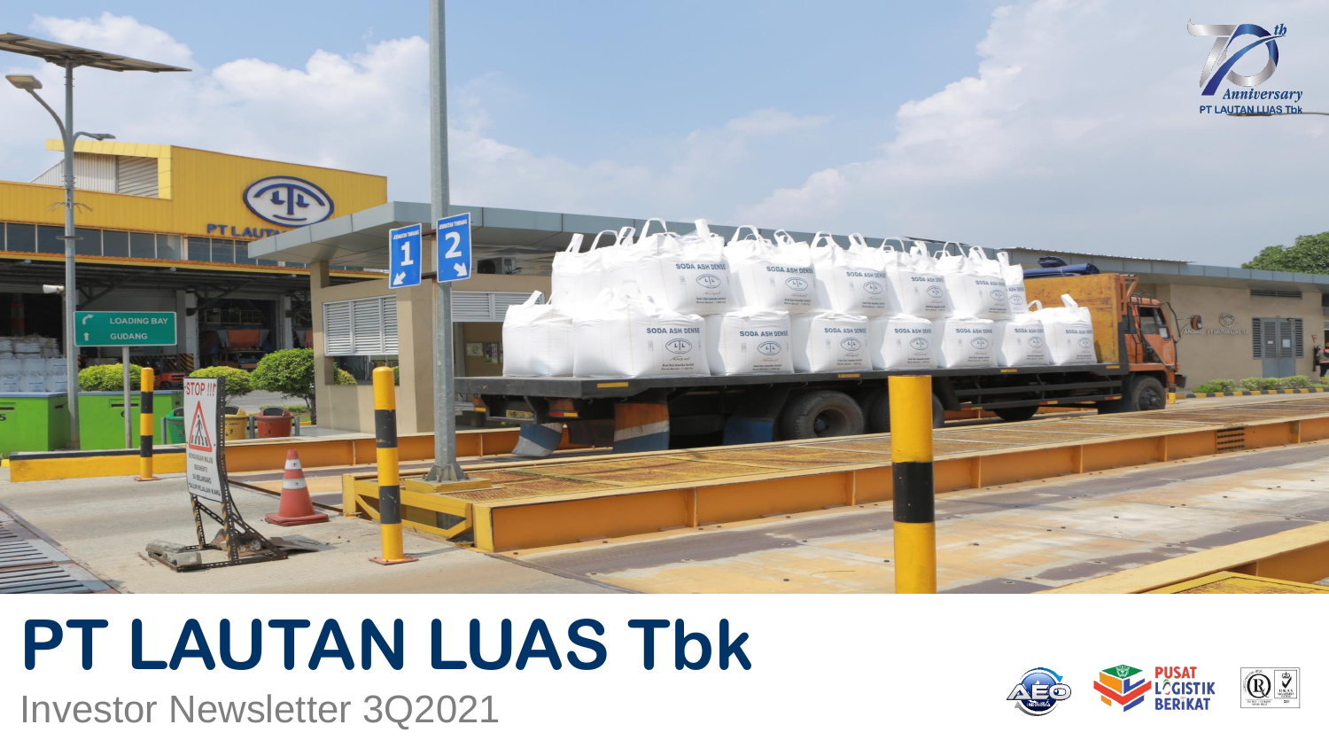# PT LAUTAN LUAS Tbk

Investor Newsletter 3Q2021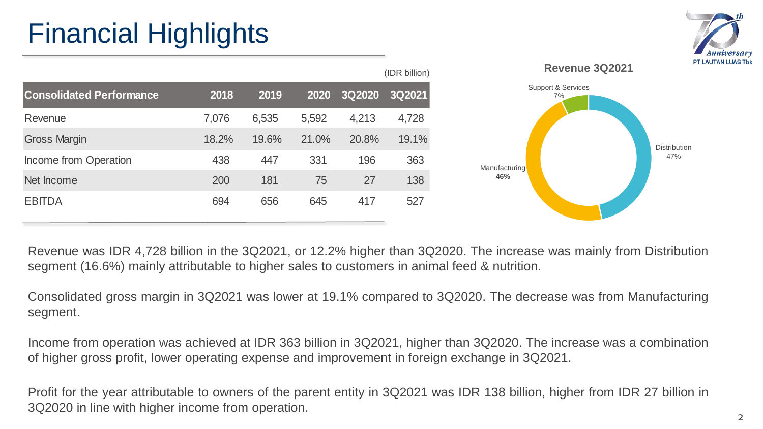# Financial Highlights

(IDR billion)

| Consolidated Performance | 2018 | 2019 | 2020 | 3Q2020 | 3Q2021 |
|---|---|---|---|---|---|
| Revenue | 7,076 | 6,535 | 5,592 | 4,213 | 4,728 |
| Gross Margin | 18.2% | 19.6% | 21.0% | 20.8% | 19.1% |
| Income from Operation | 438 | 447 | 331 | 196 | 363 |
| Net Income | 200 | 181 | 75 | 27 | 138 |
| EBITDA | 694 | 656 | 645 | 417 | 527 |

**Revenue 3Q2021**

- Distribution 47%
- Manufacturing **46%**
- Support & Services 7%

Revenue was IDR 4,728 billion in the 3Q2021, or 12.2% higher than 3Q2020. The increase was mainly from Distribution segment (16.6%) mainly attributable to higher sales to customers in animal feed & nutrition.

Consolidated gross margin in 3Q2021 was lower at 19.1% compared to 3Q2020. The decrease was from Manufacturing segment.

Income from operation was achieved at IDR 363 billion in 3Q2021, higher than 3Q2020. The increase was a combination of higher gross profit, lower operating expense and improvement in foreign exchange in 3Q2021.

Profit for the year attributable to owners of the parent entity in 3Q2021 was IDR 138 billion, higher from IDR 27 billion in 3Q2020 in line with higher income from operation.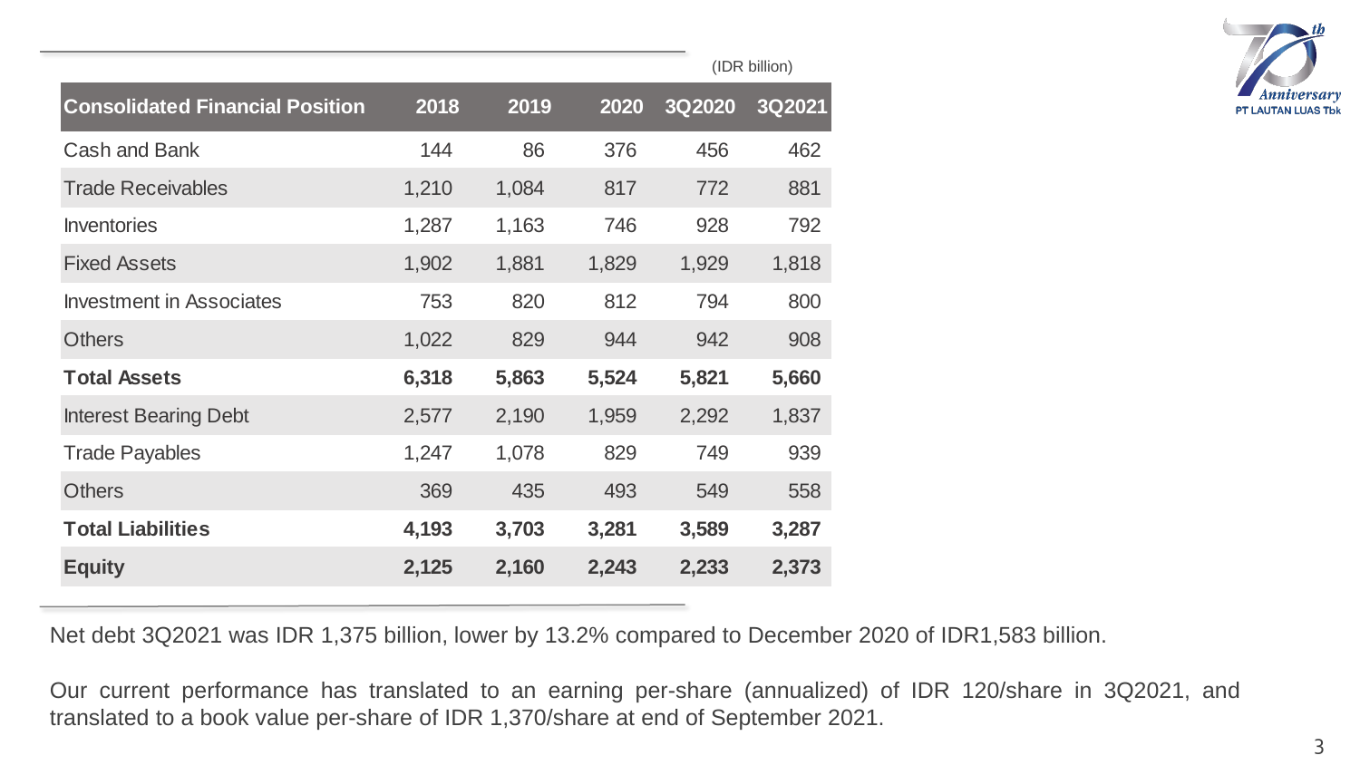(IDR billion)

| Consolidated Financial Position | 2018 | 2019 | 2020 | 3Q2020 | 3Q2021 |
|---|---|---|---|---|---|
| Cash and Bank | 144 | 86 | 376 | 456 | 462 |
| Trade Receivables | 1,210 | 1,084 | 817 | 772 | 881 |
| Inventories | 1,287 | 1,163 | 746 | 928 | 792 |
| Fixed Assets | 1,902 | 1,881 | 1,829 | 1,929 | 1,818 |
| Investment in Associates | 753 | 820 | 812 | 794 | 800 |
| Others | 1,022 | 829 | 944 | 942 | 908 |
| **Total Assets** | **6,318** | **5,863** | **5,524** | **5,821** | **5,660** |
| Interest Bearing Debt | 2,577 | 2,190 | 1,959 | 2,292 | 1,837 |
| Trade Payables | 1,247 | 1,078 | 829 | 749 | 939 |
| Others | 369 | 435 | 493 | 549 | 558 |
| **Total Liabilities** | **4,193** | **3,703** | **3,281** | **3,589** | **3,287** |
| **Equity** | **2,125** | **2,160** | **2,243** | **2,233** | **2,373** |

Net debt 3Q2021 was IDR 1,375 billion, lower by 13.2% compared to December 2020 of IDR1,583 billion.

Our current performance has translated to an earning per-share (annualized) of IDR 120/share in 3Q2021, and translated to a book value per-share of IDR 1,370/share at end of September 2021.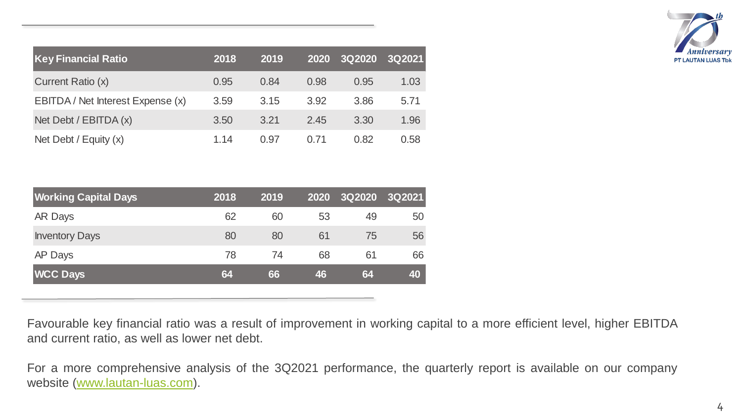| Key Financial Ratio | 2018 | 2019 | 2020 | 3Q2020 | 3Q2021 |
|---|---|---|---|---|---|
| Current Ratio (x) | 0.95 | 0.84 | 0.98 | 0.95 | 1.03 |
| EBITDA / Net Interest Expense (x) | 3.59 | 3.15 | 3.92 | 3.86 | 5.71 |
| Net Debt / EBITDA (x) | 3.50 | 3.21 | 2.45 | 3.30 | 1.96 |
| Net Debt / Equity (x) | 1.14 | 0.97 | 0.71 | 0.82 | 0.58 |

| Working Capital Days | 2018 | 2019 | 2020 | 3Q2020 | 3Q2021 |
|---|---|---|---|---|---|
| AR Days | 62 | 60 | 53 | 49 | 50 |
| Inventory Days | 80 | 80 | 61 | 75 | 56 |
| AP Days | 78 | 74 | 68 | 61 | 66 |
| **WCC Days** | **64** | **66** | **46** | **64** | **40** |

Favourable key financial ratio was a result of improvement in working capital to a more efficient level, higher EBITDA and current ratio, as well as lower net debt.

For a more comprehensive analysis of the 3Q2021 performance, the quarterly report is available on our company website (www.lautan-luas.com).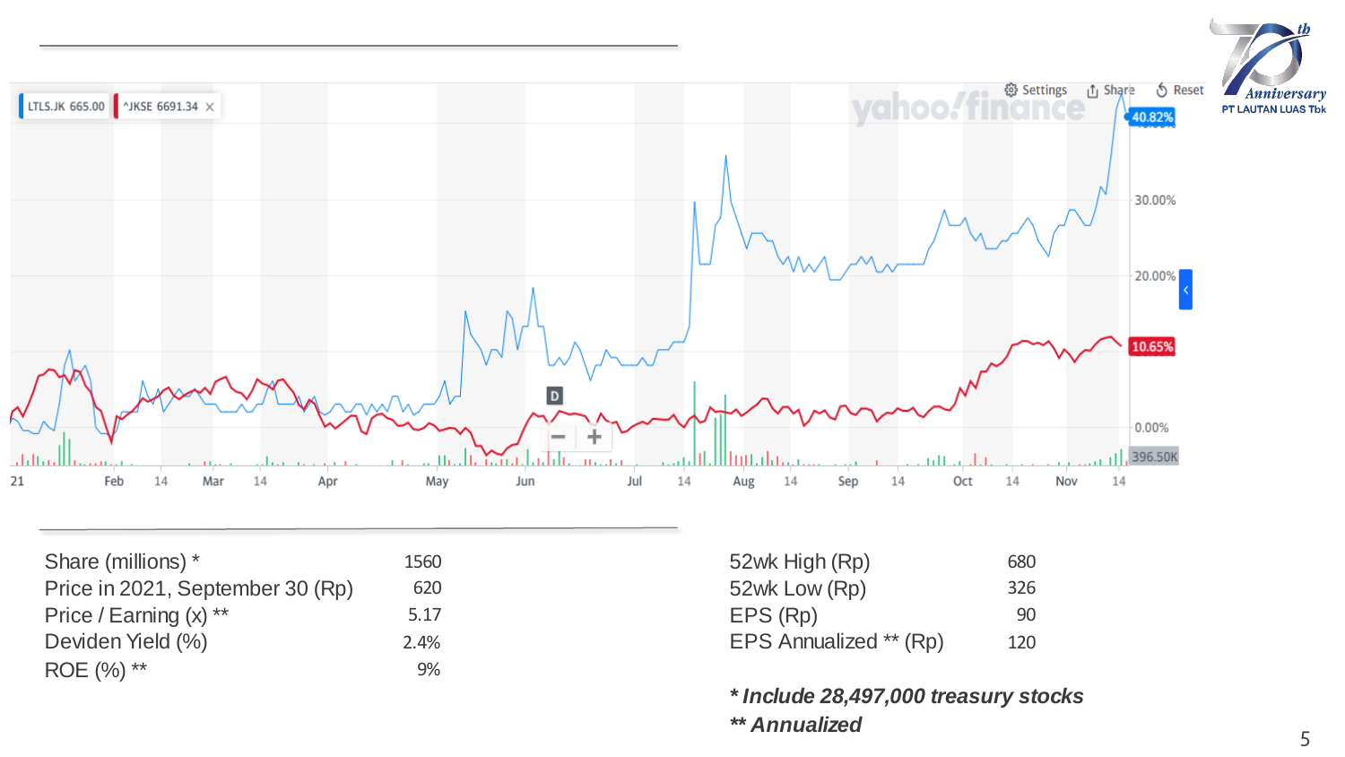| | |
|---|---|
| Share (millions) * | 1560 |
| Price in 2021, September 30 (Rp) | 620 |
| Price / Earning (x) ** | 5.17 |
| Deviden Yield (%) | 2.4% |
| ROE (%) ** | 9% |

| | |
|---|---|
| 52wk High (Rp) | 680 |
| 52wk Low (Rp) | 326 |
| EPS (Rp) | 90 |
| EPS Annualized ** (Rp) | 120 |

***Include 28,497,000 treasury stocks**

****Annualized**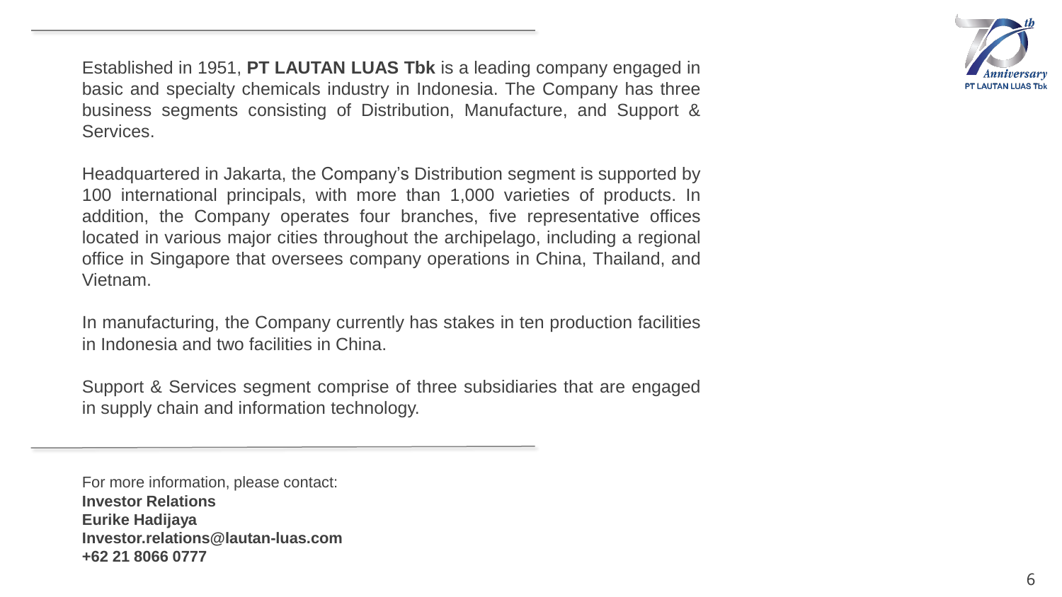Established in 1951, **PT LAUTAN LUAS Tbk** is a leading company engaged in basic and specialty chemicals industry in Indonesia. The Company has three business segments consisting of Distribution, Manufacture, and Support & Services.

Headquartered in Jakarta, the Company's Distribution segment is supported by 100 international principals, with more than 1,000 varieties of products. In addition, the Company operates four branches, five representative offices located in various major cities throughout the archipelago, including a regional office in Singapore that oversees company operations in China, Thailand, and Vietnam.

In manufacturing, the Company currently has stakes in ten production facilities in Indonesia and two facilities in China.

Support & Services segment comprise of three subsidiaries that are engaged in supply chain and information technology.

For more information, please contact:
**Investor Relations**
**Eurike Hadijaya**
**Investor.relations@lautan-luas.com**
**+62 21 8066 0777**